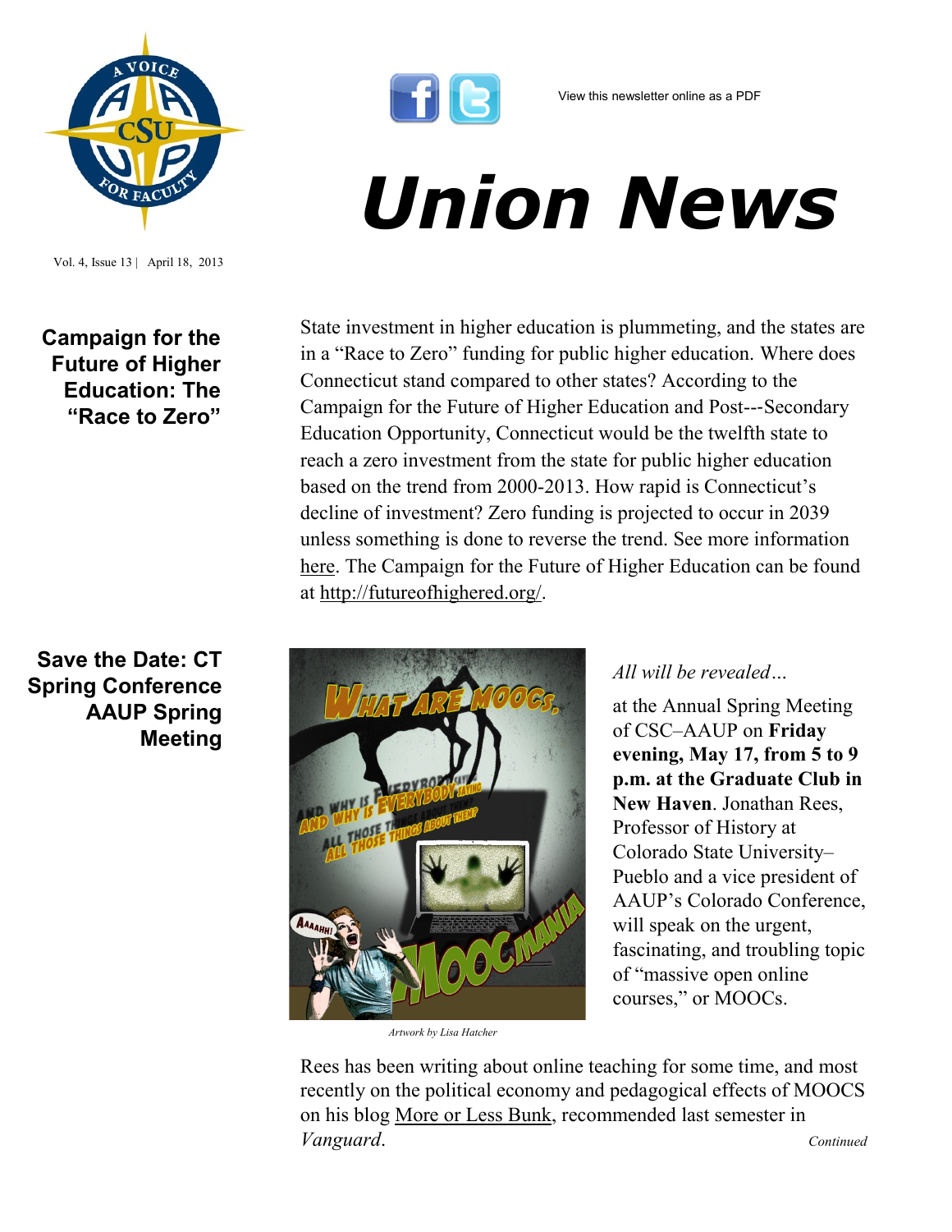View this newsletter online as a PDF

# Union News

Vol. 4, Issue 13 | April 18, 2013

## Campaign for the Future of Higher Education: The "Race to Zero"

State investment in higher education is plummeting, and the states are in a "Race to Zero" funding for public higher education. Where does Connecticut stand compared to other states? According to the Campaign for the Future of Higher Education and Post---Secondary Education Opportunity, Connecticut would be the twelfth state to reach a zero investment from the state for public higher education based on the trend from 2000-2013. How rapid is Connecticut's decline of investment? Zero funding is projected to occur in 2039 unless something is done to reverse the trend. See more information here. The Campaign for the Future of Higher Education can be found at http://futureofhighered.org/.

## Save the Date: CT Spring Conference AAUP Spring Meeting

Artwork by Lisa Hatcher

*All will be revealed…*

at the Annual Spring Meeting of CSC–AAUP on **Friday evening, May 17, from 5 to 9 p.m. at the Graduate Club in New Haven**. Jonathan Rees, Professor of History at Colorado State University–Pueblo and a vice president of AAUP's Colorado Conference, will speak on the urgent, fascinating, and troubling topic of "massive open online courses," or MOOCs.

Rees has been writing about online teaching for some time, and most recently on the political economy and pedagogical effects of MOOCS on his blog More or Less Bunk, recommended last semester in *Vanguard*.

*Continued*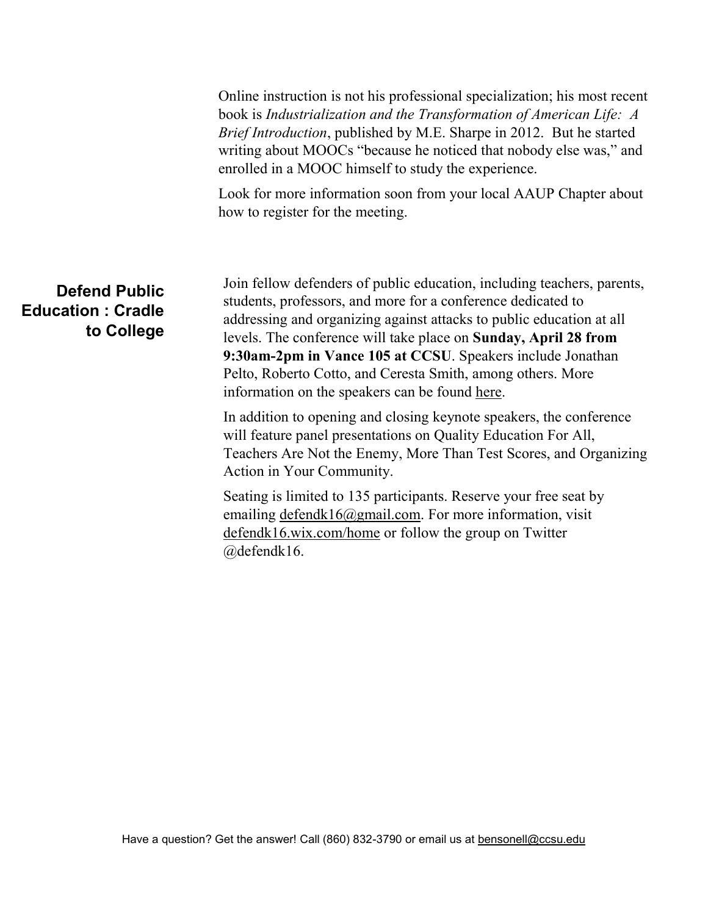Online instruction is not his professional specialization; his most recent book is *Industrialization and the Transformation of American Life: A Brief Introduction*, published by M.E. Sharpe in 2012. But he started writing about MOOCs "because he noticed that nobody else was," and enrolled in a MOOC himself to study the experience.

Look for more information soon from your local AAUP Chapter about how to register for the meeting.

## Defend Public Education : Cradle to College

Join fellow defenders of public education, including teachers, parents, students, professors, and more for a conference dedicated to addressing and organizing against attacks to public education at all levels. The conference will take place on **Sunday, April 28 from 9:30am-2pm in Vance 105 at CCSU**. Speakers include Jonathan Pelto, Roberto Cotto, and Ceresta Smith, among others. More information on the speakers can be found here.

In addition to opening and closing keynote speakers, the conference will feature panel presentations on Quality Education For All, Teachers Are Not the Enemy, More Than Test Scores, and Organizing Action in Your Community.

Seating is limited to 135 participants. Reserve your free seat by emailing defendk16@gmail.com. For more information, visit defendk16.wix.com/home or follow the group on Twitter @defendk16.

Have a question? Get the answer! Call (860) 832-3790 or email us at bensonell@ccsu.edu